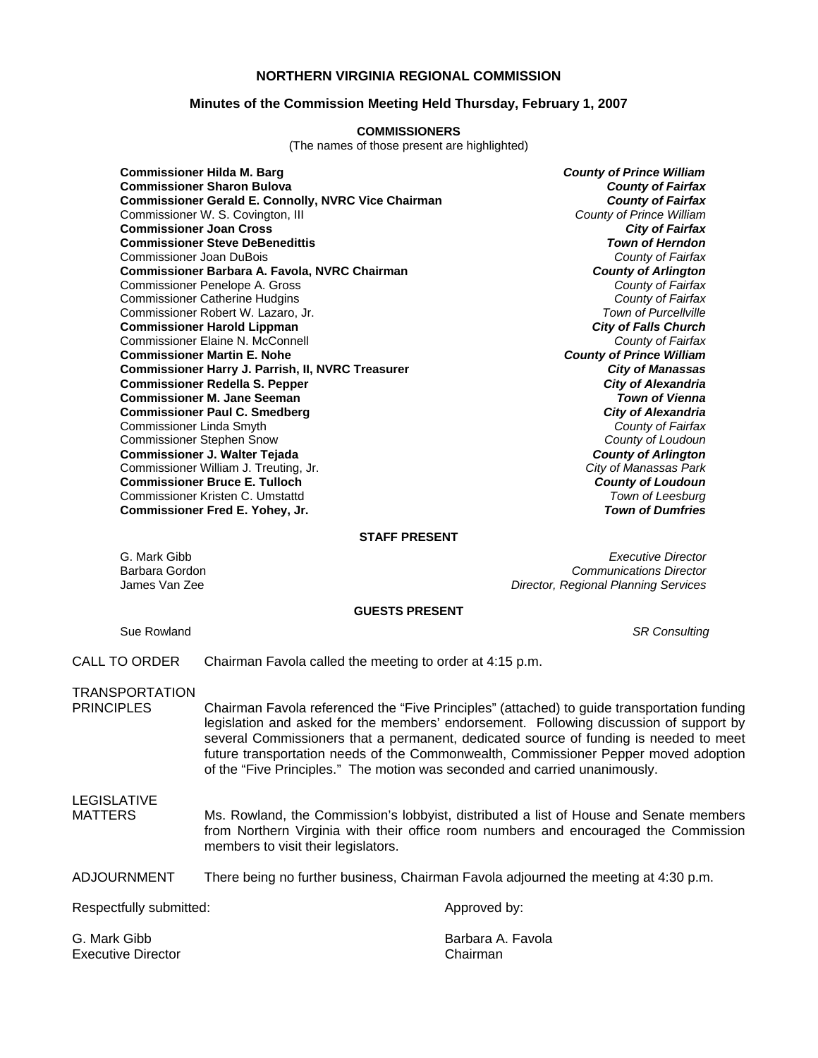# NORTHERN VIRGINIA REGIONAL COMMISSION

## Minutes of the Commission Meeting Held Thursday, February 1, 2007

### COMMISSIONERS

(The names of those present are highlighted)

| Commissioner | Jurisdiction |
|---|---|
| **Commissioner Hilda M. Barg** | ***County of Prince William*** |
| **Commissioner Sharon Bulova** | ***County of Fairfax*** |
| **Commissioner Gerald E. Connolly, NVRC Vice Chairman** | ***County of Fairfax*** |
| Commissioner W. S. Covington, III | *County of Prince William* |
| **Commissioner Joan Cross** | ***City of Fairfax*** |
| **Commissioner Steve DeBenedittis** | ***Town of Herndon*** |
| Commissioner Joan DuBois | *County of Fairfax* |
| **Commissioner Barbara A. Favola, NVRC Chairman** | ***County of Arlington*** |
| Commissioner Penelope A. Gross | *County of Fairfax* |
| Commissioner Catherine Hudgins | *County of Fairfax* |
| Commissioner Robert W. Lazaro, Jr. | *Town of Purcellville* |
| **Commissioner Harold Lippman** | ***City of Falls Church*** |
| Commissioner Elaine N. McConnell | *County of Fairfax* |
| **Commissioner Martin E. Nohe** | ***County of Prince William*** |
| **Commissioner Harry J. Parrish, II, NVRC Treasurer** | ***City of Manassas*** |
| **Commissioner Redella S. Pepper** | ***City of Alexandria*** |
| **Commissioner M. Jane Seeman** | ***Town of Vienna*** |
| **Commissioner Paul C. Smedberg** | ***City of Alexandria*** |
| Commissioner Linda Smyth | *County of Fairfax* |
| Commissioner Stephen Snow | *County of Loudoun* |
| **Commissioner J. Walter Tejada** | ***County of Arlington*** |
| Commissioner William J. Treuting, Jr. | *City of Manassas Park* |
| **Commissioner Bruce E. Tulloch** | ***County of Loudoun*** |
| Commissioner Kristen C. Umstattd | *Town of Leesburg* |
| **Commissioner Fred E. Yohey, Jr.** | ***Town of Dumfries*** |

### STAFF PRESENT

| Name | Title |
|---|---|
| G. Mark Gibb | *Executive Director* |
| Barbara Gordon | *Communications Director* |
| James Van Zee | *Director, Regional Planning Services* |

### GUESTS PRESENT

| Name | Affiliation |
|---|---|
| Sue Rowland | *SR Consulting* |

**CALL TO ORDER**

Chairman Favola called the meeting to order at 4:15 p.m.

**TRANSPORTATION PRINCIPLES**

Chairman Favola referenced the "Five Principles" (attached) to guide transportation funding legislation and asked for the members' endorsement. Following discussion of support by several Commissioners that a permanent, dedicated source of funding is needed to meet future transportation needs of the Commonwealth, Commissioner Pepper moved adoption of the "Five Principles." The motion was seconded and carried unanimously.

**LEGISLATIVE MATTERS**

Ms. Rowland, the Commission's lobbyist, distributed a list of House and Senate members from Northern Virginia with their office room numbers and encouraged the Commission members to visit their legislators.

**ADJOURNMENT**

There being no further business, Chairman Favola adjourned the meeting at 4:30 p.m.

Respectfully submitted:

G. Mark Gibb
Executive Director

Approved by:

Barbara A. Favola
Chairman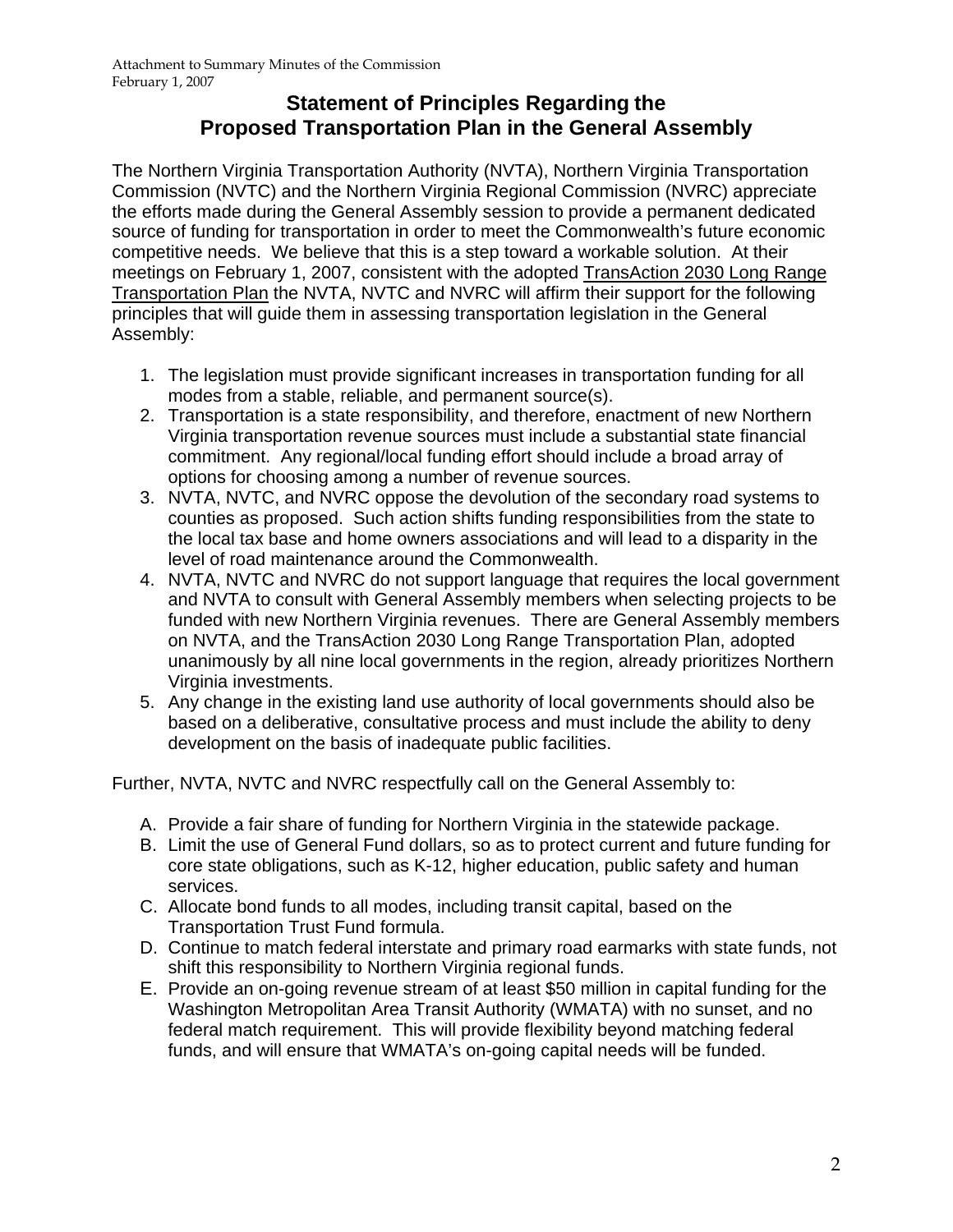Attachment to Summary Minutes of the Commission
February 1, 2007

# Statement of Principles Regarding the Proposed Transportation Plan in the General Assembly

The Northern Virginia Transportation Authority (NVTA), Northern Virginia Transportation Commission (NVTC) and the Northern Virginia Regional Commission (NVRC) appreciate the efforts made during the General Assembly session to provide a permanent dedicated source of funding for transportation in order to meet the Commonwealth's future economic competitive needs. We believe that this is a step toward a workable solution. At their meetings on February 1, 2007, consistent with the adopted TransAction 2030 Long Range Transportation Plan the NVTA, NVTC and NVRC will affirm their support for the following principles that will guide them in assessing transportation legislation in the General Assembly:

1. The legislation must provide significant increases in transportation funding for all modes from a stable, reliable, and permanent source(s).
2. Transportation is a state responsibility, and therefore, enactment of new Northern Virginia transportation revenue sources must include a substantial state financial commitment. Any regional/local funding effort should include a broad array of options for choosing among a number of revenue sources.
3. NVTA, NVTC, and NVRC oppose the devolution of the secondary road systems to counties as proposed. Such action shifts funding responsibilities from the state to the local tax base and home owners associations and will lead to a disparity in the level of road maintenance around the Commonwealth.
4. NVTA, NVTC and NVRC do not support language that requires the local government and NVTA to consult with General Assembly members when selecting projects to be funded with new Northern Virginia revenues. There are General Assembly members on NVTA, and the TransAction 2030 Long Range Transportation Plan, adopted unanimously by all nine local governments in the region, already prioritizes Northern Virginia investments.
5. Any change in the existing land use authority of local governments should also be based on a deliberative, consultative process and must include the ability to deny development on the basis of inadequate public facilities.

Further, NVTA, NVTC and NVRC respectfully call on the General Assembly to:

A. Provide a fair share of funding for Northern Virginia in the statewide package.
B. Limit the use of General Fund dollars, so as to protect current and future funding for core state obligations, such as K-12, higher education, public safety and human services.
C. Allocate bond funds to all modes, including transit capital, based on the Transportation Trust Fund formula.
D. Continue to match federal interstate and primary road earmarks with state funds, not shift this responsibility to Northern Virginia regional funds.
E. Provide an on-going revenue stream of at least $50 million in capital funding for the Washington Metropolitan Area Transit Authority (WMATA) with no sunset, and no federal match requirement. This will provide flexibility beyond matching federal funds, and will ensure that WMATA's on-going capital needs will be funded.